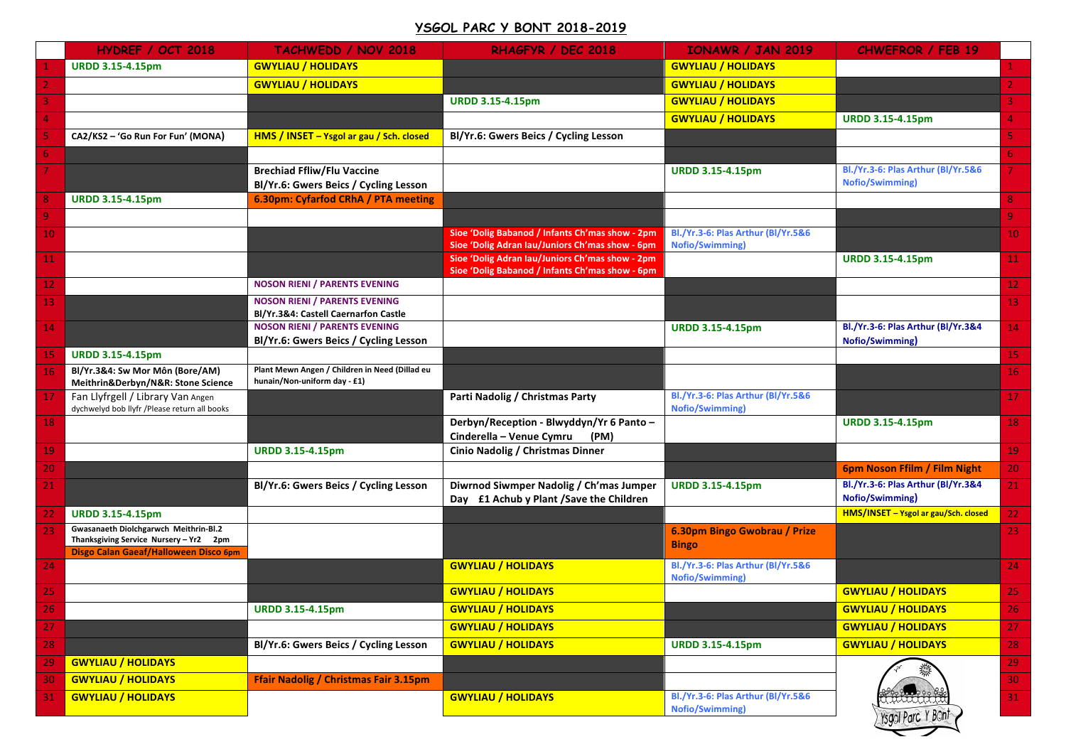# YSGOL PARC Y BONT 2018-2019

| | HYDREF / OCT 2018 | TACHWEDD / NOV 2018 | RHAGFYR / DEC 2018 | IONAWR / JAN 2019 | CHWEFROR / FEB 19 | |
|---|---|---|---|---|---|---|
| 1 | URDD 3.15-4.15pm | GWYLIAU / HOLIDAYS | | GWYLIAU / HOLIDAYS | | 1 |
| 2 | | GWYLIAU / HOLIDAYS | | GWYLIAU / HOLIDAYS | | 2 |
| 3 | | | URDD 3.15-4.15pm | GWYLIAU / HOLIDAYS | | 3 |
| 4 | | | | GWYLIAU / HOLIDAYS | URDD 3.15-4.15pm | 4 |
| 5 | CA2/KS2 – 'Go Run For Fun' (MONA) | HMS / INSET – Ysgol ar gau / Sch. closed | Bl/Yr.6: Gwers Beics / Cycling Lesson | | | 5 |
| 6 | | | | | | 6 |
| 7 | | Brechiad Ffliw/Flu Vaccine<br>Bl/Yr.6: Gwers Beics / Cycling Lesson | | URDD 3.15-4.15pm | Bl./Yr.3-6: Plas Arthur (Bl/Yr.5&6 Nofio/Swimming) | 7 |
| 8 | URDD 3.15-4.15pm | 6.30pm: Cyfarfod CRhA / PTA meeting | | | | 8 |
| 9 | | | | | | 9 |
| 10 | | | Sioe 'Dolig Babanod / Infants Ch'mas show - 2pm<br>Sioe 'Dolig Adran Iau/Juniors Ch'mas show - 6pm | Bl./Yr.3-6: Plas Arthur (Bl/Yr.5&6 Nofio/Swimming) | | 10 |
| 11 | | | Sioe 'Dolig Adran Iau/Juniors Ch'mas show - 2pm<br>Sioe 'Dolig Babanod / Infants Ch'mas show - 6pm | | URDD 3.15-4.15pm | 11 |
| 12 | | NOSON RIENI / PARENTS EVENING | | | | 12 |
| 13 | | NOSON RIENI / PARENTS EVENING<br>Bl/Yr.3&4: Castell Caernarfon Castle | | | | 13 |
| 14 | | NOSON RIENI / PARENTS EVENING<br>Bl/Yr.6: Gwers Beics / Cycling Lesson | | URDD 3.15-4.15pm | Bl./Yr.3-6: Plas Arthur (Bl/Yr.3&4 Nofio/Swimming) | 14 |
| 15 | URDD 3.15-4.15pm | | | | | 15 |
| 16 | Bl/Yr.3&4: Sw Mor Môn (Bore/AM)<br>Meithrin&Derbyn/N&R: Stone Science | Plant Mewn Angen / Children in Need (Dillad eu hunain/Non-uniform day - £1) | | | | 16 |
| 17 | Fan Llyfrgell / Library Van Angen dychwelyd bob llyfr /Please return all books | | Parti Nadolig / Christmas Party | Bl./Yr.3-6: Plas Arthur (Bl/Yr.5&6 Nofio/Swimming) | | 17 |
| 18 | | | Derbyn/Reception - Blwyddyn/Yr 6 Panto – Cinderella – Venue Cymru (PM) | | URDD 3.15-4.15pm | 18 |
| 19 | | URDD 3.15-4.15pm | Cinio Nadolig / Christmas Dinner | | | 19 |
| 20 | | | | | 6pm Noson Ffilm / Film Night | 20 |
| 21 | | Bl/Yr.6: Gwers Beics / Cycling Lesson | Diwrnod Siwmper Nadolig / Ch'mas Jumper Day £1 Achub y Plant /Save the Children | URDD 3.15-4.15pm | Bl./Yr.3-6: Plas Arthur (Bl/Yr.3&4 Nofio/Swimming) | 21 |
| 22 | URDD 3.15-4.15pm | | | | HMS/INSET – Ysgol ar gau/Sch. closed | 22 |
| 23 | Gwasanaeth Diolchgarwch Meithrin-Bl.2 Thanksgiving Service Nursery – Yr2 2pm<br>Disgo Calan Gaeaf/Halloween Disco 6pm | | | 6.30pm Bingo Gwobrau / Prize Bingo | | 23 |
| 24 | | | GWYLIAU / HOLIDAYS | Bl./Yr.3-6: Plas Arthur (Bl/Yr.5&6 Nofio/Swimming) | | 24 |
| 25 | | | GWYLIAU / HOLIDAYS | | GWYLIAU / HOLIDAYS | 25 |
| 26 | | URDD 3.15-4.15pm | GWYLIAU / HOLIDAYS | | GWYLIAU / HOLIDAYS | 26 |
| 27 | | | GWYLIAU / HOLIDAYS | | GWYLIAU / HOLIDAYS | 27 |
| 28 | | Bl/Yr.6: Gwers Beics / Cycling Lesson | GWYLIAU / HOLIDAYS | URDD 3.15-4.15pm | GWYLIAU / HOLIDAYS | 28 |
| 29 | GWYLIAU / HOLIDAYS | | | | | 29 |
| 30 | GWYLIAU / HOLIDAYS | Ffair Nadolig / Christmas Fair 3.15pm | | | | 30 |
| 31 | GWYLIAU / HOLIDAYS | | GWYLIAU / HOLIDAYS | Bl./Yr.3-6: Plas Arthur (Bl/Yr.5&6 Nofio/Swimming) | | 31 |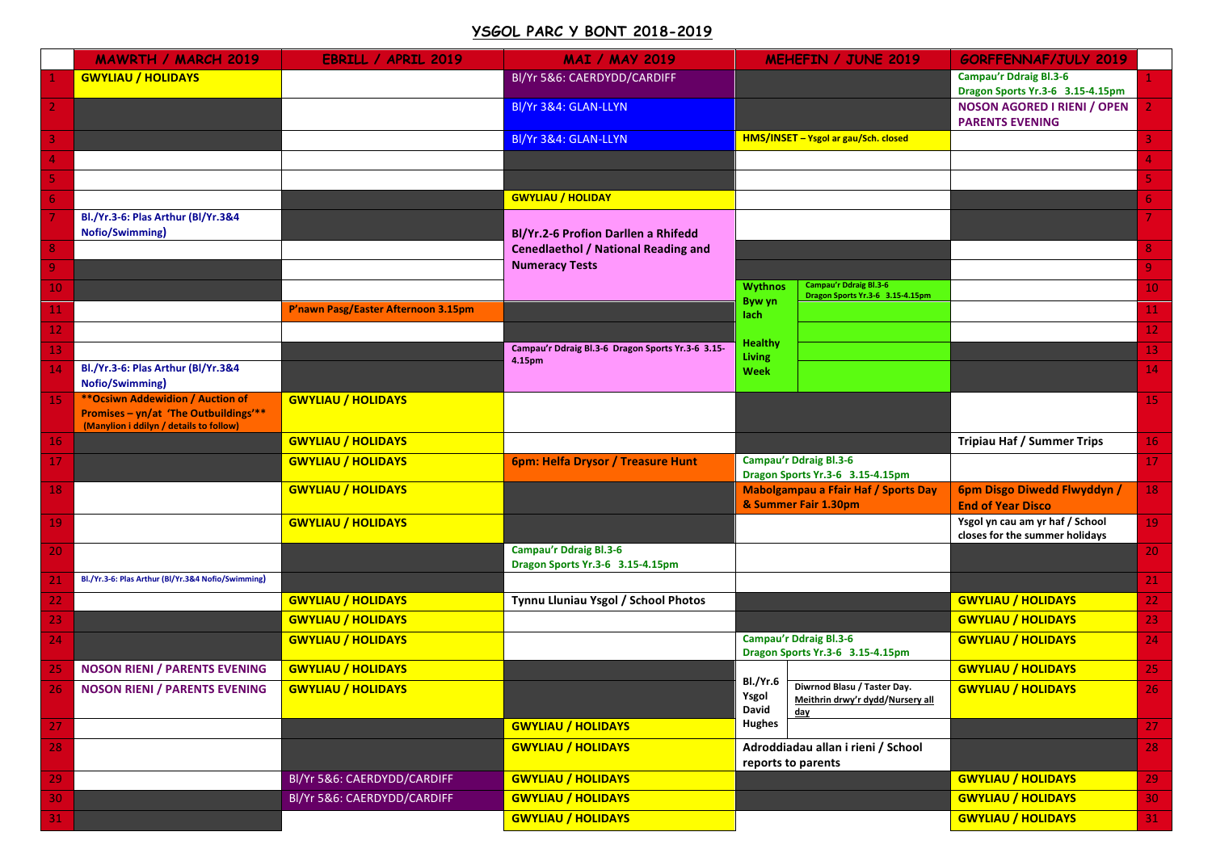# YSGOL PARC Y BONT 2018-2019

| | MAWRTH / MARCH 2019 | EBRILL / APRIL 2019 | MAI / MAY 2019 | MEHEFIN / JUNE 2019 | GORFFENNAF/JULY 2019 | |
|---|---|---|---|---|---|---|
| 1 | GWYLIAU / HOLIDAYS | | Bl/Yr 5&6: CAERDYDD/CARDIFF | | Campau'r Ddraig Bl.3-6 Dragon Sports Yr.3-6 3.15-4.15pm | 1 |
| 2 | | | Bl/Yr 3&4: GLAN-LLYN | | NOSON AGORED I RIENI / OPEN PARENTS EVENING | 2 |
| 3 | | | Bl/Yr 3&4: GLAN-LLYN | HMS/INSET – Ysgol ar gau/Sch. closed | | 3 |
| 4 | | | | | | 4 |
| 5 | | | | | | 5 |
| 6 | | | GWYLIAU / HOLIDAY | | | 6 |
| 7 | Bl./Yr.3-6: Plas Arthur (Bl/Yr.3&4 Nofio/Swimming) | | Bl/Yr.2-6 Profion Darllen a Rhifedd Cenedlaethol / National Reading and Numeracy Tests | | | 7 |
| 8 | | | | | | 8 |
| 9 | | | | | | 9 |
| 10 | | | | Wythnos Byw yn Iach Healthy Living Week — Campau'r Ddraig Bl.3-6 Dragon Sports Yr.3-6 3.15-4.15pm | | 10 |
| 11 | | P'nawn Pasg/Easter Afternoon 3.15pm | | | | 11 |
| 12 | | | | | | 12 |
| 13 | | | Campau'r Ddraig Bl.3-6 Dragon Sports Yr.3-6 3.15-4.15pm | | | 13 |
| 14 | Bl./Yr.3-6: Plas Arthur (Bl/Yr.3&4 Nofio/Swimming) | | | | | 14 |
| 15 | **Ocsiwn Addewidion / Auction of Promises – yn/at 'The Outbuildings'** (Manylion i ddilyn / details to follow) | GWYLIAU / HOLIDAYS | | | | 15 |
| 16 | | GWYLIAU / HOLIDAYS | | | Tripiau Haf / Summer Trips | 16 |
| 17 | | GWYLIAU / HOLIDAYS | 6pm: Helfa Drysor / Treasure Hunt | Campau'r Ddraig Bl.3-6 Dragon Sports Yr.3-6 3.15-4.15pm | | 17 |
| 18 | | GWYLIAU / HOLIDAYS | | Mabolgampau a Ffair Haf / Sports Day & Summer Fair 1.30pm | 6pm Disgo Diwedd Flwyddyn / End of Year Disco | 18 |
| 19 | | GWYLIAU / HOLIDAYS | | | Ysgol yn cau am yr haf / School closes for the summer holidays | 19 |
| 20 | | | Campau'r Ddraig Bl.3-6 Dragon Sports Yr.3-6 3.15-4.15pm | | | 20 |
| 21 | Bl./Yr.3-6: Plas Arthur (Bl/Yr.3&4 Nofio/Swimming) | | | | | 21 |
| 22 | | GWYLIAU / HOLIDAYS | Tynnu Lluniau Ysgol / School Photos | | GWYLIAU / HOLIDAYS | 22 |
| 23 | | GWYLIAU / HOLIDAYS | | | GWYLIAU / HOLIDAYS | 23 |
| 24 | | GWYLIAU / HOLIDAYS | | Campau'r Ddraig Bl.3-6 Dragon Sports Yr.3-6 3.15-4.15pm | GWYLIAU / HOLIDAYS | 24 |
| 25 | NOSON RIENI / PARENTS EVENING | GWYLIAU / HOLIDAYS | | Bl./Yr.6 Ysgol David Hughes | GWYLIAU / HOLIDAYS | 25 |
| 26 | NOSON RIENI / PARENTS EVENING | GWYLIAU / HOLIDAYS | | Bl./Yr.6 Ysgol David Hughes — Diwrnod Blasu / Taster Day. Meithrin drwy'r dydd/Nursery all day | GWYLIAU / HOLIDAYS | 26 |
| 27 | | | GWYLIAU / HOLIDAYS | Bl./Yr.6 Ysgol David Hughes | | 27 |
| 28 | | | GWYLIAU / HOLIDAYS | Adroddiadau allan i rieni / School reports to parents | | 28 |
| 29 | | Bl/Yr 5&6: CAERDYDD/CARDIFF | GWYLIAU / HOLIDAYS | | GWYLIAU / HOLIDAYS | 29 |
| 30 | | Bl/Yr 5&6: CAERDYDD/CARDIFF | GWYLIAU / HOLIDAYS | | GWYLIAU / HOLIDAYS | 30 |
| 31 | | | GWYLIAU / HOLIDAYS | | GWYLIAU / HOLIDAYS | 31 |